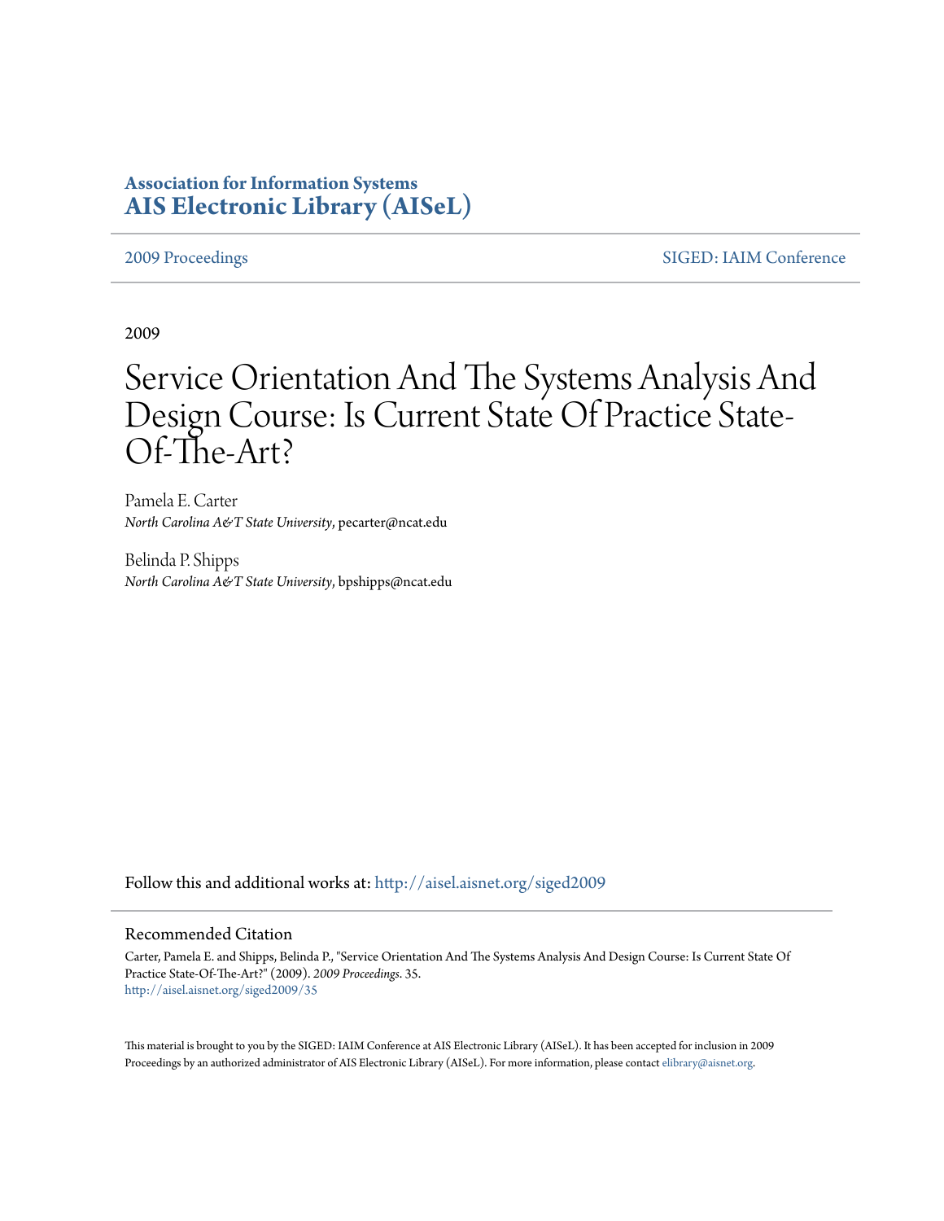**Association for Information Systems**
**AIS Electronic Library (AISeL)**

2009 Proceedings | SIGED: IAIM Conference

2009

# Service Orientation And The Systems Analysis And Design Course: Is Current State Of Practice State-Of-The-Art?

Pamela E. Carter
*North Carolina A&T State University*, pecarter@ncat.edu

Belinda P. Shipps
*North Carolina A&T State University*, bpshipps@ncat.edu

Follow this and additional works at: http://aisel.aisnet.org/siged2009

## Recommended Citation

Carter, Pamela E. and Shipps, Belinda P., "Service Orientation And The Systems Analysis And Design Course: Is Current State Of Practice State-Of-The-Art?" (2009). *2009 Proceedings*. 35.
http://aisel.aisnet.org/siged2009/35

This material is brought to you by the SIGED: IAIM Conference at AIS Electronic Library (AISeL). It has been accepted for inclusion in 2009 Proceedings by an authorized administrator of AIS Electronic Library (AISeL). For more information, please contact elibrary@aisnet.org.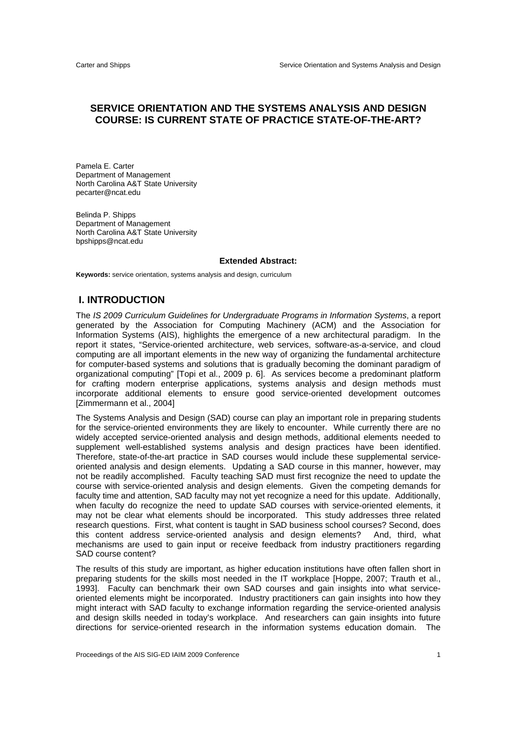# SERVICE ORIENTATION AND THE SYSTEMS ANALYSIS AND DESIGN COURSE: IS CURRENT STATE OF PRACTICE STATE-OF-THE-ART?

Pamela E. Carter
Department of Management
North Carolina A&T State University
pecarter@ncat.edu

Belinda P. Shipps
Department of Management
North Carolina A&T State University
bpshipps@ncat.edu

**Extended Abstract:**

**Keywords:** service orientation, systems analysis and design, curriculum

## I. INTRODUCTION

The *IS 2009 Curriculum Guidelines for Undergraduate Programs in Information Systems*, a report generated by the Association for Computing Machinery (ACM) and the Association for Information Systems (AIS), highlights the emergence of a new architectural paradigm. In the report it states, "Service-oriented architecture, web services, software-as-a-service, and cloud computing are all important elements in the new way of organizing the fundamental architecture for computer-based systems and solutions that is gradually becoming the dominant paradigm of organizational computing" [Topi et al., 2009 p. 6]. As services become a predominant platform for crafting modern enterprise applications, systems analysis and design methods must incorporate additional elements to ensure good service-oriented development outcomes [Zimmermann et al., 2004]

The Systems Analysis and Design (SAD) course can play an important role in preparing students for the service-oriented environments they are likely to encounter. While currently there are no widely accepted service-oriented analysis and design methods, additional elements needed to supplement well-established systems analysis and design practices have been identified. Therefore, state-of-the-art practice in SAD courses would include these supplemental service-oriented analysis and design elements. Updating a SAD course in this manner, however, may not be readily accomplished. Faculty teaching SAD must first recognize the need to update the course with service-oriented analysis and design elements. Given the competing demands for faculty time and attention, SAD faculty may not yet recognize a need for this update. Additionally, when faculty do recognize the need to update SAD courses with service-oriented elements, it may not be clear what elements should be incorporated. This study addresses three related research questions. First, what content is taught in SAD business school courses? Second, does this content address service-oriented analysis and design elements? And, third, what mechanisms are used to gain input or receive feedback from industry practitioners regarding SAD course content?

The results of this study are important, as higher education institutions have often fallen short in preparing students for the skills most needed in the IT workplace [Hoppe, 2007; Trauth et al., 1993]. Faculty can benchmark their own SAD courses and gain insights into what service-oriented elements might be incorporated. Industry practitioners can gain insights into how they might interact with SAD faculty to exchange information regarding the service-oriented analysis and design skills needed in today's workplace. And researchers can gain insights into future directions for service-oriented research in the information systems education domain. The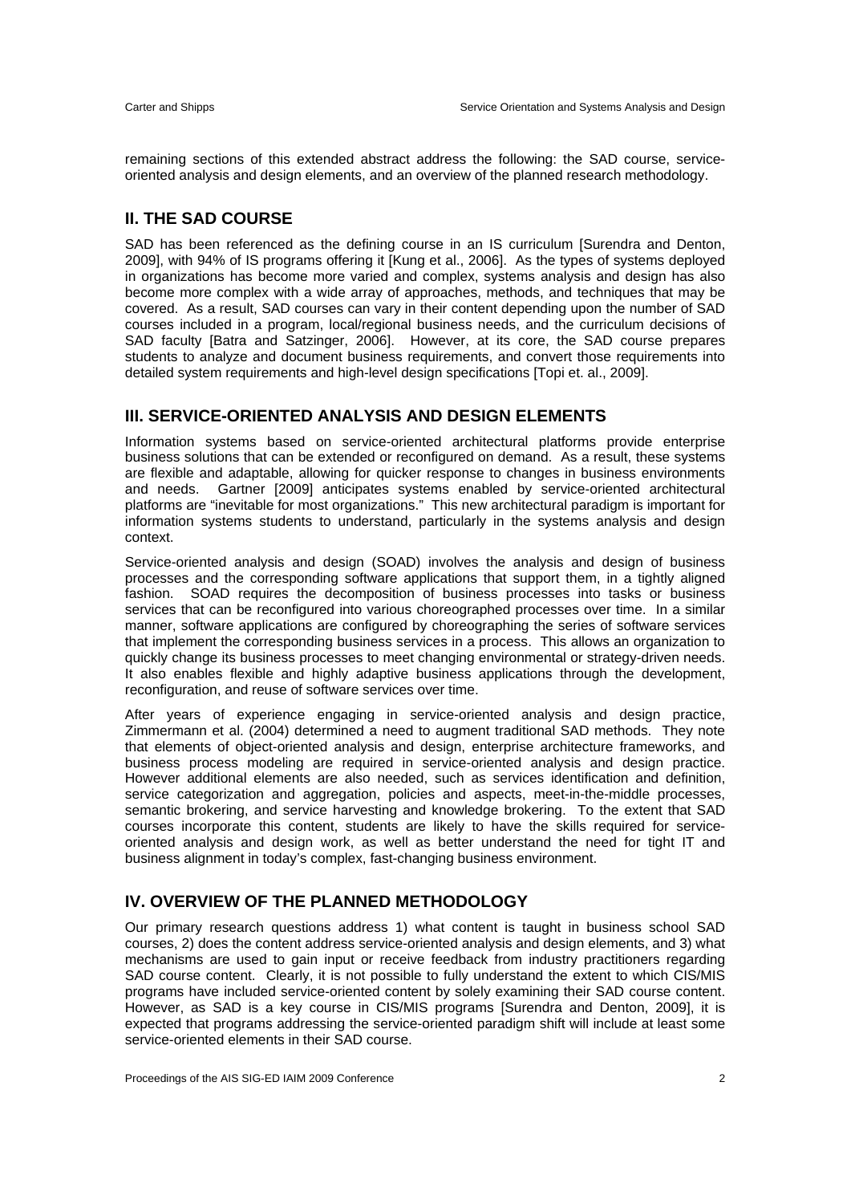remaining sections of this extended abstract address the following: the SAD course, service-oriented analysis and design elements, and an overview of the planned research methodology.

## II. THE SAD COURSE

SAD has been referenced as the defining course in an IS curriculum [Surendra and Denton, 2009], with 94% of IS programs offering it [Kung et al., 2006]. As the types of systems deployed in organizations has become more varied and complex, systems analysis and design has also become more complex with a wide array of approaches, methods, and techniques that may be covered. As a result, SAD courses can vary in their content depending upon the number of SAD courses included in a program, local/regional business needs, and the curriculum decisions of SAD faculty [Batra and Satzinger, 2006]. However, at its core, the SAD course prepares students to analyze and document business requirements, and convert those requirements into detailed system requirements and high-level design specifications [Topi et. al., 2009].

## III. SERVICE-ORIENTED ANALYSIS AND DESIGN ELEMENTS

Information systems based on service-oriented architectural platforms provide enterprise business solutions that can be extended or reconfigured on demand. As a result, these systems are flexible and adaptable, allowing for quicker response to changes in business environments and needs. Gartner [2009] anticipates systems enabled by service-oriented architectural platforms are "inevitable for most organizations." This new architectural paradigm is important for information systems students to understand, particularly in the systems analysis and design context.

Service-oriented analysis and design (SOAD) involves the analysis and design of business processes and the corresponding software applications that support them, in a tightly aligned fashion. SOAD requires the decomposition of business processes into tasks or business services that can be reconfigured into various choreographed processes over time. In a similar manner, software applications are configured by choreographing the series of software services that implement the corresponding business services in a process. This allows an organization to quickly change its business processes to meet changing environmental or strategy-driven needs. It also enables flexible and highly adaptive business applications through the development, reconfiguration, and reuse of software services over time.

After years of experience engaging in service-oriented analysis and design practice, Zimmermann et al. (2004) determined a need to augment traditional SAD methods. They note that elements of object-oriented analysis and design, enterprise architecture frameworks, and business process modeling are required in service-oriented analysis and design practice. However additional elements are also needed, such as services identification and definition, service categorization and aggregation, policies and aspects, meet-in-the-middle processes, semantic brokering, and service harvesting and knowledge brokering. To the extent that SAD courses incorporate this content, students are likely to have the skills required for service-oriented analysis and design work, as well as better understand the need for tight IT and business alignment in today's complex, fast-changing business environment.

## IV. OVERVIEW OF THE PLANNED METHODOLOGY

Our primary research questions address 1) what content is taught in business school SAD courses, 2) does the content address service-oriented analysis and design elements, and 3) what mechanisms are used to gain input or receive feedback from industry practitioners regarding SAD course content. Clearly, it is not possible to fully understand the extent to which CIS/MIS programs have included service-oriented content by solely examining their SAD course content. However, as SAD is a key course in CIS/MIS programs [Surendra and Denton, 2009], it is expected that programs addressing the service-oriented paradigm shift will include at least some service-oriented elements in their SAD course.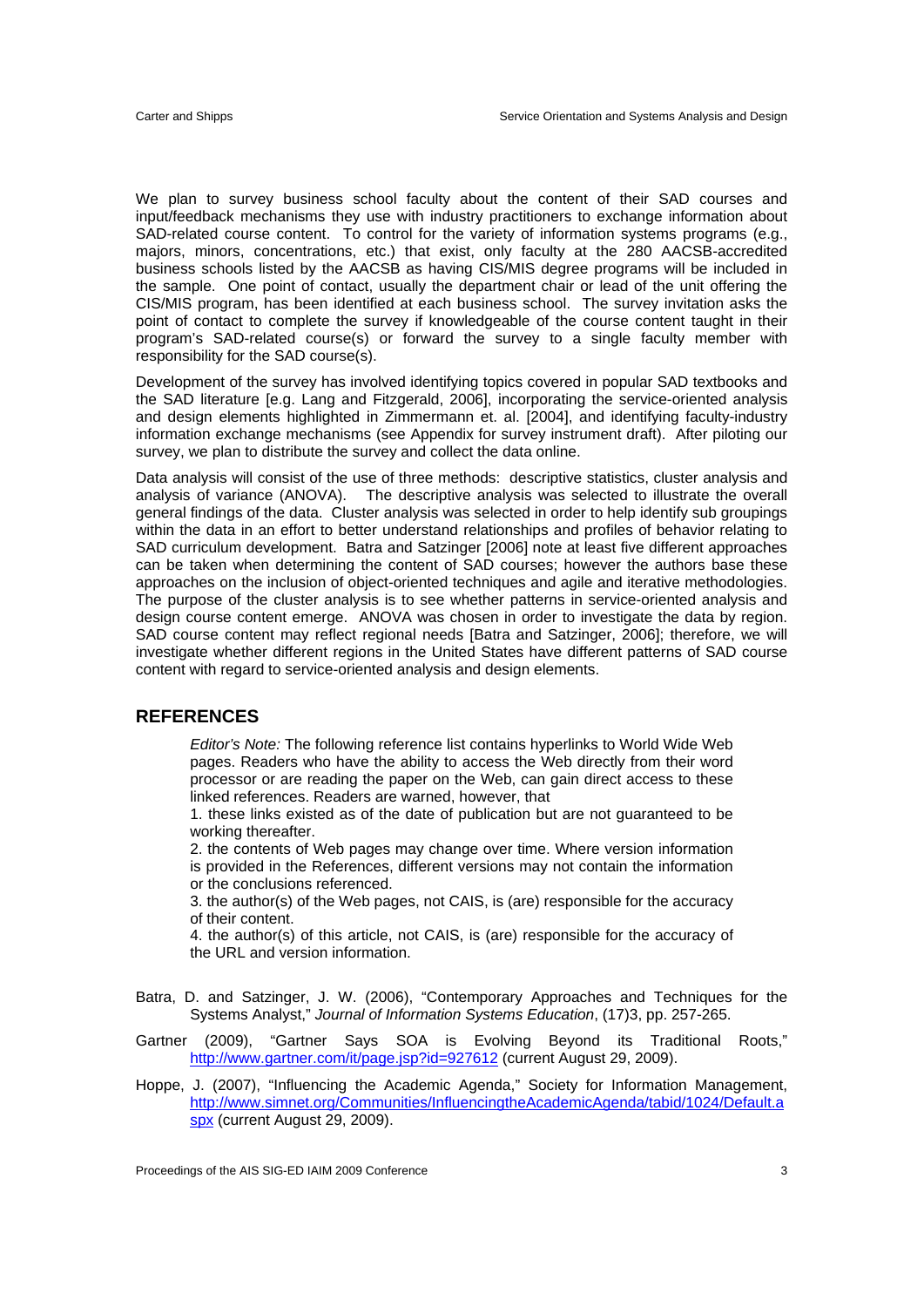We plan to survey business school faculty about the content of their SAD courses and input/feedback mechanisms they use with industry practitioners to exchange information about SAD-related course content. To control for the variety of information systems programs (e.g., majors, minors, concentrations, etc.) that exist, only faculty at the 280 AACSB-accredited business schools listed by the AACSB as having CIS/MIS degree programs will be included in the sample. One point of contact, usually the department chair or lead of the unit offering the CIS/MIS program, has been identified at each business school. The survey invitation asks the point of contact to complete the survey if knowledgeable of the course content taught in their program's SAD-related course(s) or forward the survey to a single faculty member with responsibility for the SAD course(s).

Development of the survey has involved identifying topics covered in popular SAD textbooks and the SAD literature [e.g. Lang and Fitzgerald, 2006], incorporating the service-oriented analysis and design elements highlighted in Zimmermann et. al. [2004], and identifying faculty-industry information exchange mechanisms (see Appendix for survey instrument draft). After piloting our survey, we plan to distribute the survey and collect the data online.

Data analysis will consist of the use of three methods: descriptive statistics, cluster analysis and analysis of variance (ANOVA). The descriptive analysis was selected to illustrate the overall general findings of the data. Cluster analysis was selected in order to help identify sub groupings within the data in an effort to better understand relationships and profiles of behavior relating to SAD curriculum development. Batra and Satzinger [2006] note at least five different approaches can be taken when determining the content of SAD courses; however the authors base these approaches on the inclusion of object-oriented techniques and agile and iterative methodologies. The purpose of the cluster analysis is to see whether patterns in service-oriented analysis and design course content emerge. ANOVA was chosen in order to investigate the data by region. SAD course content may reflect regional needs [Batra and Satzinger, 2006]; therefore, we will investigate whether different regions in the United States have different patterns of SAD course content with regard to service-oriented analysis and design elements.

## REFERENCES

*Editor's Note:* The following reference list contains hyperlinks to World Wide Web pages. Readers who have the ability to access the Web directly from their word processor or are reading the paper on the Web, can gain direct access to these linked references. Readers are warned, however, that

1. these links existed as of the date of publication but are not guaranteed to be working thereafter.
2. the contents of Web pages may change over time. Where version information is provided in the References, different versions may not contain the information or the conclusions referenced.
3. the author(s) of the Web pages, not CAIS, is (are) responsible for the accuracy of their content.
4. the author(s) of this article, not CAIS, is (are) responsible for the accuracy of the URL and version information.

Batra, D. and Satzinger, J. W. (2006), "Contemporary Approaches and Techniques for the Systems Analyst," *Journal of Information Systems Education*, (17)3, pp. 257-265.

Gartner (2009), "Gartner Says SOA is Evolving Beyond its Traditional Roots," http://www.gartner.com/it/page.jsp?id=927612 (current August 29, 2009).

Hoppe, J. (2007), "Influencing the Academic Agenda," Society for Information Management, http://www.simnet.org/Communities/InfluencingtheAcademicAgenda/tabid/1024/Default.aspx (current August 29, 2009).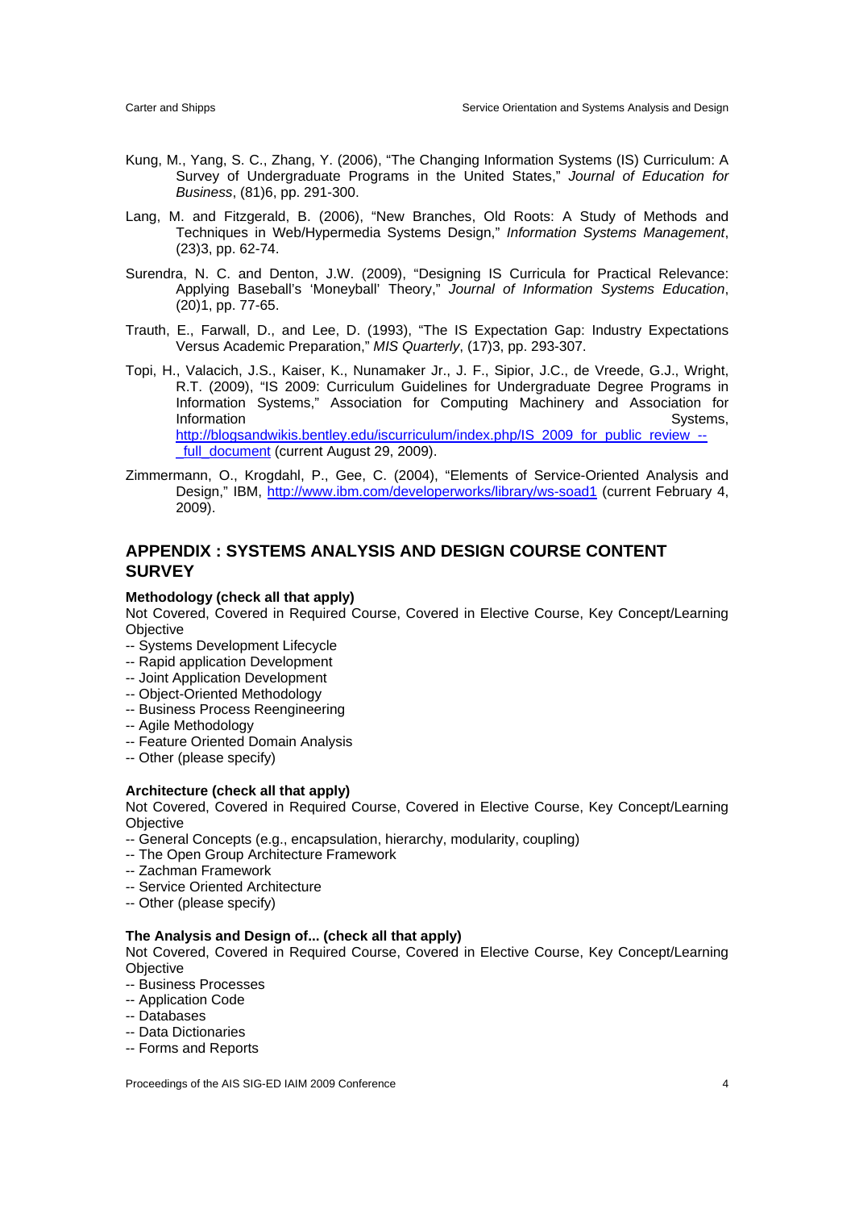Kung, M., Yang, S. C., Zhang, Y. (2006), "The Changing Information Systems (IS) Curriculum: A Survey of Undergraduate Programs in the United States," *Journal of Education for Business*, (81)6, pp. 291-300.

Lang, M. and Fitzgerald, B. (2006), "New Branches, Old Roots: A Study of Methods and Techniques in Web/Hypermedia Systems Design," *Information Systems Management*, (23)3, pp. 62-74.

Surendra, N. C. and Denton, J.W. (2009), "Designing IS Curricula for Practical Relevance: Applying Baseball's 'Moneyball' Theory," *Journal of Information Systems Education*, (20)1, pp. 77-65.

Trauth, E., Farwall, D., and Lee, D. (1993), "The IS Expectation Gap: Industry Expectations Versus Academic Preparation," *MIS Quarterly*, (17)3, pp. 293-307.

Topi, H., Valacich, J.S., Kaiser, K., Nunamaker Jr., J. F., Sipior, J.C., de Vreede, G.J., Wright, R.T. (2009), "IS 2009: Curriculum Guidelines for Undergraduate Degree Programs in Information Systems," Association for Computing Machinery and Association for Information Systems, http://blogsandwikis.bentley.edu/iscurriculum/index.php/IS_2009_for_public_review_--_full_document (current August 29, 2009).

Zimmermann, O., Krogdahl, P., Gee, C. (2004), "Elements of Service-Oriented Analysis and Design," IBM, http://www.ibm.com/developerworks/library/ws-soad1 (current February 4, 2009).

## APPENDIX : SYSTEMS ANALYSIS AND DESIGN COURSE CONTENT SURVEY

**Methodology (check all that apply)**

Not Covered, Covered in Required Course, Covered in Elective Course, Key Concept/Learning Objective

-- Systems Development Lifecycle
-- Rapid application Development
-- Joint Application Development
-- Object-Oriented Methodology
-- Business Process Reengineering
-- Agile Methodology
-- Feature Oriented Domain Analysis
-- Other (please specify)

**Architecture (check all that apply)**

Not Covered, Covered in Required Course, Covered in Elective Course, Key Concept/Learning Objective

-- General Concepts (e.g., encapsulation, hierarchy, modularity, coupling)
-- The Open Group Architecture Framework
-- Zachman Framework
-- Service Oriented Architecture
-- Other (please specify)

**The Analysis and Design of... (check all that apply)**

Not Covered, Covered in Required Course, Covered in Elective Course, Key Concept/Learning Objective

-- Business Processes
-- Application Code
-- Databases
-- Data Dictionaries
-- Forms and Reports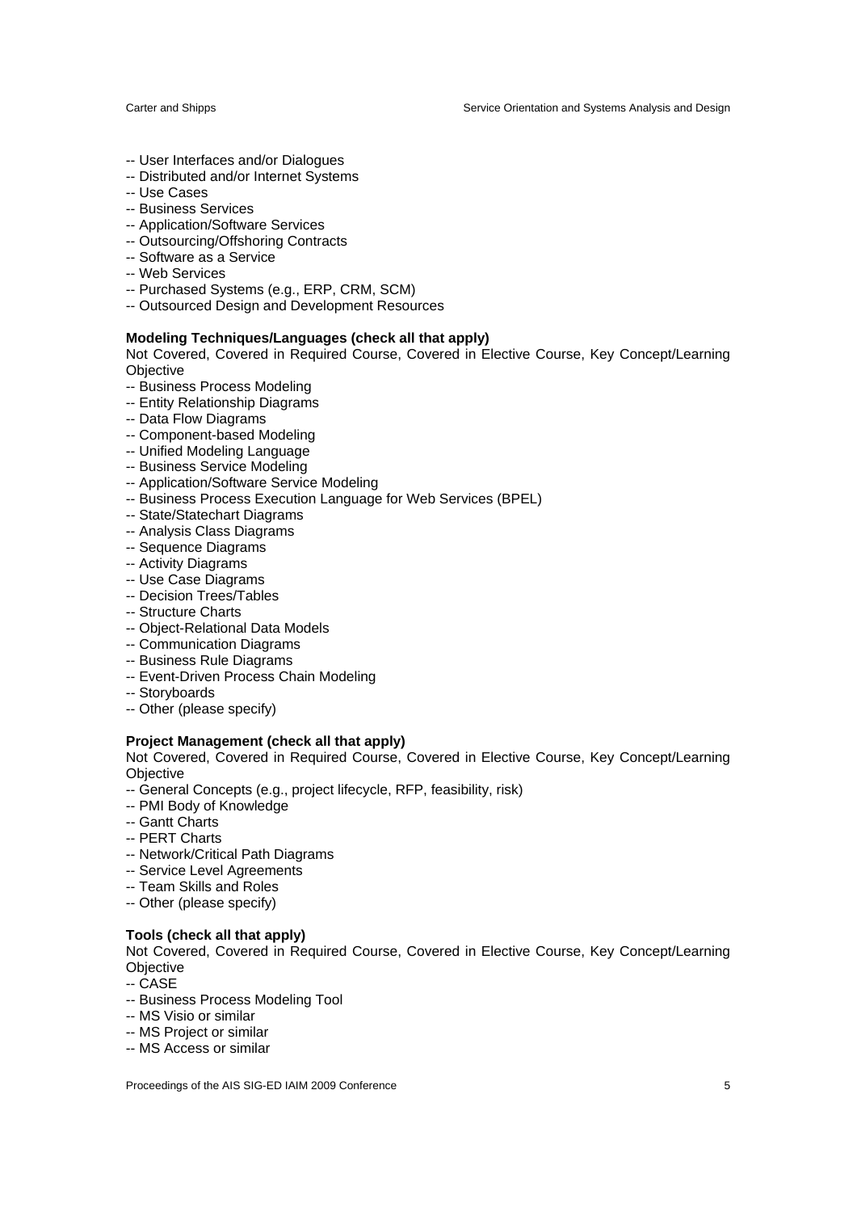-- User Interfaces and/or Dialogues  
-- Distributed and/or Internet Systems  
-- Use Cases  
-- Business Services  
-- Application/Software Services  
-- Outsourcing/Offshoring Contracts  
-- Software as a Service  
-- Web Services  
-- Purchased Systems (e.g., ERP, CRM, SCM)  
-- Outsourced Design and Development Resources

**Modeling Techniques/Languages (check all that apply)**

Not Covered, Covered in Required Course, Covered in Elective Course, Key Concept/Learning Objective

-- Business Process Modeling  
-- Entity Relationship Diagrams  
-- Data Flow Diagrams  
-- Component-based Modeling  
-- Unified Modeling Language  
-- Business Service Modeling  
-- Application/Software Service Modeling  
-- Business Process Execution Language for Web Services (BPEL)  
-- State/Statechart Diagrams  
-- Analysis Class Diagrams  
-- Sequence Diagrams  
-- Activity Diagrams  
-- Use Case Diagrams  
-- Decision Trees/Tables  
-- Structure Charts  
-- Object-Relational Data Models  
-- Communication Diagrams  
-- Business Rule Diagrams  
-- Event-Driven Process Chain Modeling  
-- Storyboards  
-- Other (please specify)

**Project Management (check all that apply)**

Not Covered, Covered in Required Course, Covered in Elective Course, Key Concept/Learning Objective

-- General Concepts (e.g., project lifecycle, RFP, feasibility, risk)  
-- PMI Body of Knowledge  
-- Gantt Charts  
-- PERT Charts  
-- Network/Critical Path Diagrams  
-- Service Level Agreements  
-- Team Skills and Roles  
-- Other (please specify)

**Tools (check all that apply)**

Not Covered, Covered in Required Course, Covered in Elective Course, Key Concept/Learning Objective

-- CASE  
-- Business Process Modeling Tool  
-- MS Visio or similar  
-- MS Project or similar  
-- MS Access or similar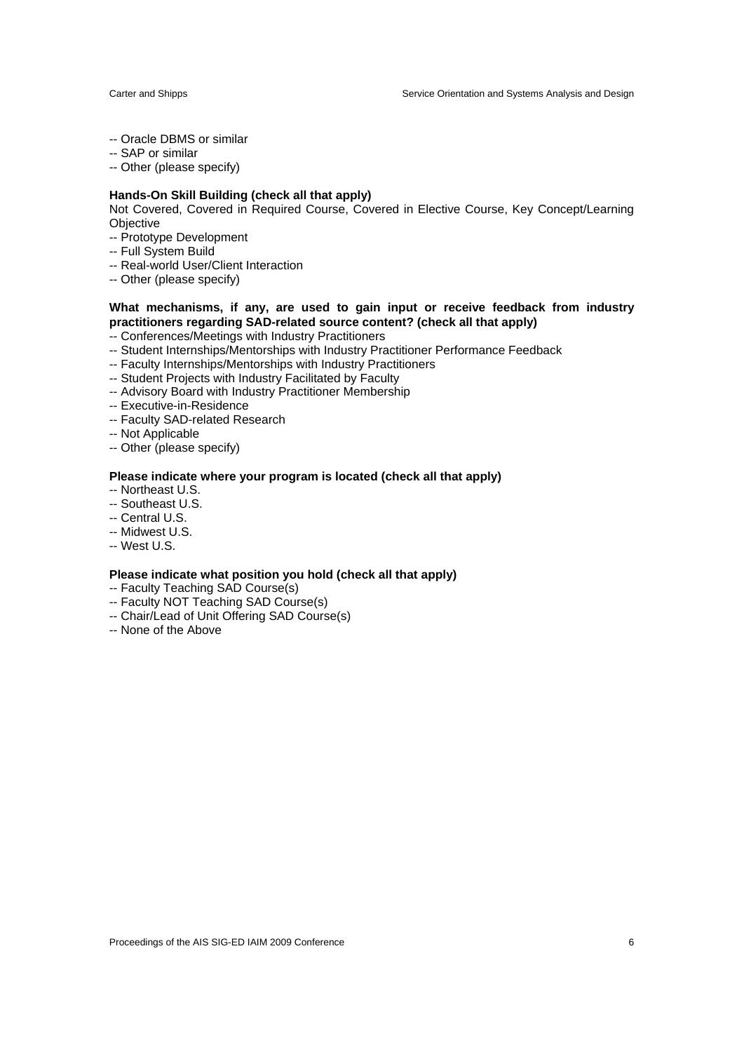-- Oracle DBMS or similar
-- SAP or similar
-- Other (please specify)

**Hands-On Skill Building (check all that apply)**

Not Covered, Covered in Required Course, Covered in Elective Course, Key Concept/Learning Objective

-- Prototype Development
-- Full System Build
-- Real-world User/Client Interaction
-- Other (please specify)

**What mechanisms, if any, are used to gain input or receive feedback from industry practitioners regarding SAD-related source content? (check all that apply)**

-- Conferences/Meetings with Industry Practitioners
-- Student Internships/Mentorships with Industry Practitioner Performance Feedback
-- Faculty Internships/Mentorships with Industry Practitioners
-- Student Projects with Industry Facilitated by Faculty
-- Advisory Board with Industry Practitioner Membership
-- Executive-in-Residence
-- Faculty SAD-related Research
-- Not Applicable
-- Other (please specify)

**Please indicate where your program is located (check all that apply)**

-- Northeast U.S.
-- Southeast U.S.
-- Central U.S.
-- Midwest U.S.
-- West U.S.

**Please indicate what position you hold (check all that apply)**

-- Faculty Teaching SAD Course(s)
-- Faculty NOT Teaching SAD Course(s)
-- Chair/Lead of Unit Offering SAD Course(s)
-- None of the Above